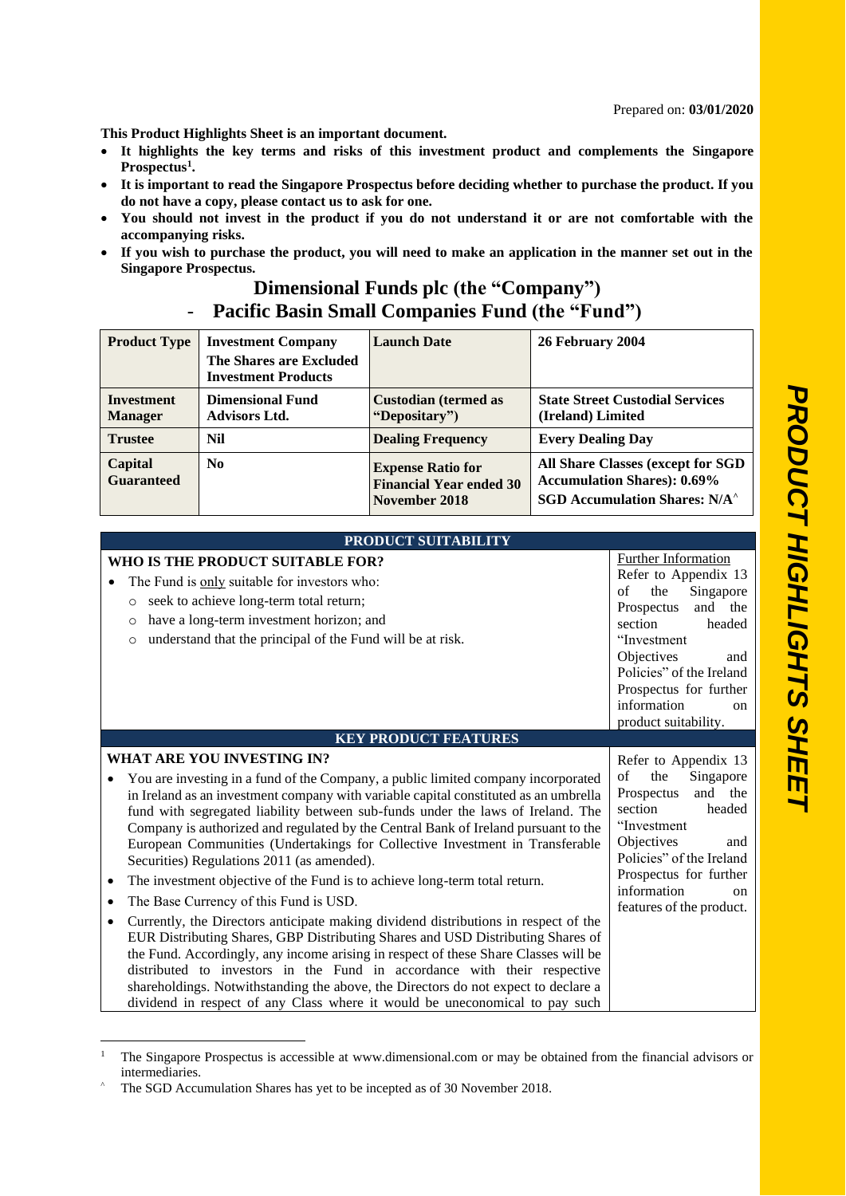Prepared on: **03/01/2020**

**This Product Highlights Sheet is an important document.**

- **It highlights the key terms and risks of this investment product and complements the Singapore Prospectus[1].**
- **It is important to read the Singapore Prospectus before deciding whether to purchase the product. If you do not have a copy, please contact us to ask for one.**
- **You should not invest in the product if you do not understand it or are not comfortable with the accompanying risks.**
- **If you wish to purchase the product, you will need to make an application in the manner set out in the Singapore Prospectus.**

# Dimensional Funds plc (the "Company") - Pacific Basin Small Companies Fund (the "Fund")

| **Product Type** | **Investment Company** **The Shares are Excluded Investment Products** | **Launch Date** | **26 February 2004** |
|---|---|---|---|
| **Investment Manager** | **Dimensional Fund Advisors Ltd.** | **Custodian (termed as "Depositary")** | **State Street Custodial Services (Ireland) Limited** |
| **Trustee** | **Nil** | **Dealing Frequency** | **Every Dealing Day** |
| **Capital Guaranteed** | **No** | **Expense Ratio for Financial Year ended 30 November 2018** | **All Share Classes (except for SGD Accumulation Shares): 0.69%** **SGD Accumulation Shares: N/A^** |

## PRODUCT SUITABILITY

| **WHO IS THE PRODUCT SUITABLE FOR?** | Further Information |
|---|---|
| The Fund is only suitable for investors who:<br>○ seek to achieve long-term total return;<br>○ have a long-term investment horizon; and<br>○ understand that the principal of the Fund will be at risk. | Refer to Appendix 13 of the Singapore Prospectus and the section headed "Investment Objectives and Policies" of the Ireland Prospectus for further information on product suitability. |

## KEY PRODUCT FEATURES

| **WHAT ARE YOU INVESTING IN?** | |
|---|---|
| • You are investing in a fund of the Company, a public limited company incorporated in Ireland as an investment company with variable capital constituted as an umbrella fund with segregated liability between sub-funds under the laws of Ireland. The Company is authorized and regulated by the Central Bank of Ireland pursuant to the European Communities (Undertakings for Collective Investment in Transferable Securities) Regulations 2011 (as amended).<br>• The investment objective of the Fund is to achieve long-term total return.<br>• The Base Currency of this Fund is USD.<br>• Currently, the Directors anticipate making dividend distributions in respect of the EUR Distributing Shares, GBP Distributing Shares and USD Distributing Shares of the Fund. Accordingly, any income arising in respect of these Share Classes will be distributed to investors in the Fund in accordance with their respective shareholdings. Notwithstanding the above, the Directors do not expect to declare a dividend in respect of any Class where it would be uneconomical to pay such | Refer to Appendix 13 of the Singapore Prospectus and the section headed "Investment Objectives and Policies" of the Ireland Prospectus for further information on features of the product. |

[1] The Singapore Prospectus is accessible at www.dimensional.com or may be obtained from the financial advisors or intermediaries.

^ The SGD Accumulation Shares has yet to be incepted as of 30 November 2018.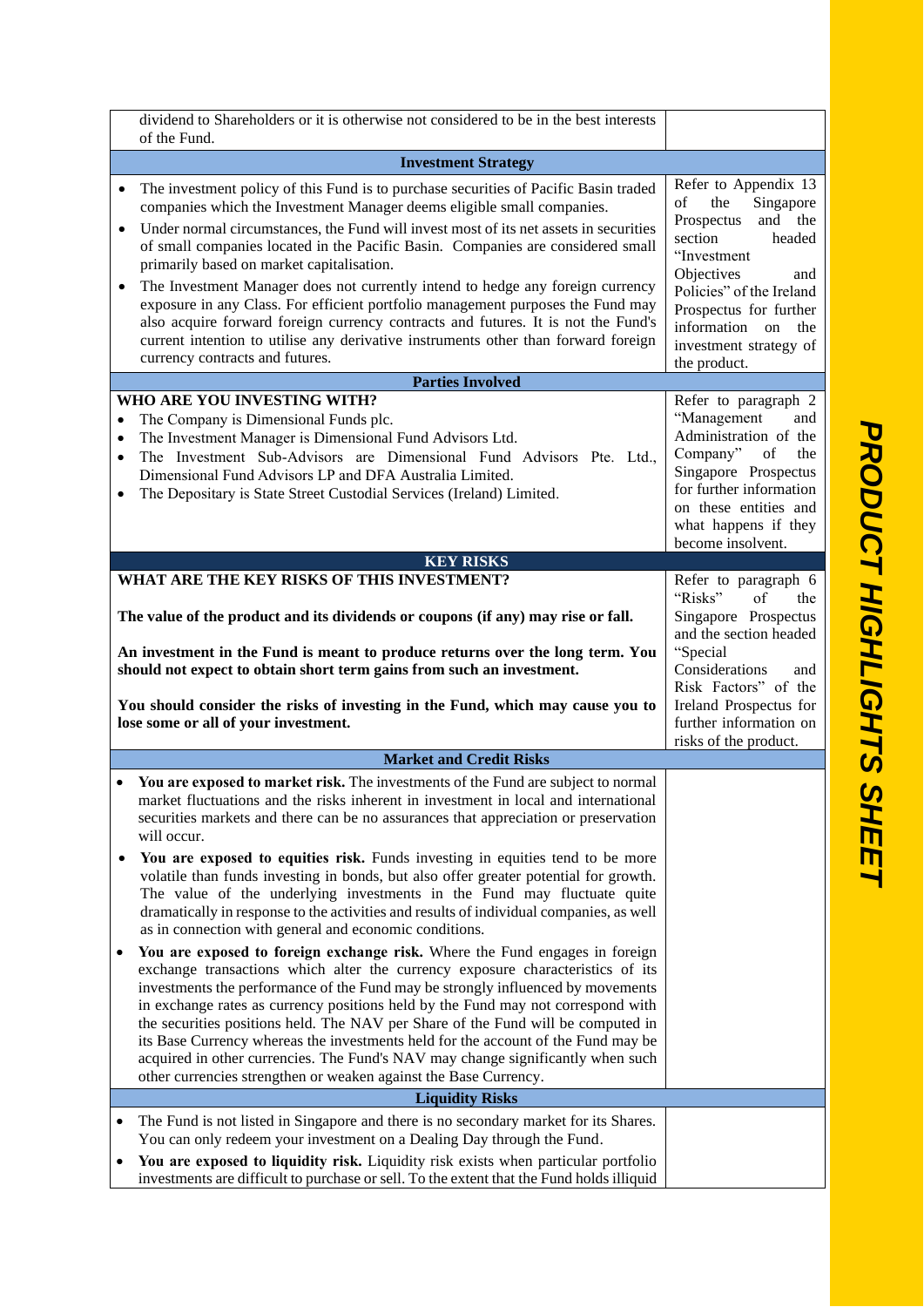| | |
|---|---|
| dividend to Shareholders or it is otherwise not considered to be in the best interests of the Fund. | |
| **Investment Strategy** | |
| • The investment policy of this Fund is to purchase securities of Pacific Basin traded companies which the Investment Manager deems eligible small companies.<br>• Under normal circumstances, the Fund will invest most of its net assets in securities of small companies located in the Pacific Basin. Companies are considered small primarily based on market capitalisation.<br>• The Investment Manager does not currently intend to hedge any foreign currency exposure in any Class. For efficient portfolio management purposes the Fund may also acquire forward foreign currency contracts and futures. It is not the Fund's current intention to utilise any derivative instruments other than forward foreign currency contracts and futures. | Refer to Appendix 13 of the Singapore Prospectus and the section headed "Investment Objectives and Policies" of the Ireland Prospectus for further information on the investment strategy of the product. |
| **Parties Involved** | |
| **WHO ARE YOU INVESTING WITH?**<br>• The Company is Dimensional Funds plc.<br>• The Investment Manager is Dimensional Fund Advisors Ltd.<br>• The Investment Sub-Advisors are Dimensional Fund Advisors Pte. Ltd., Dimensional Fund Advisors LP and DFA Australia Limited.<br>• The Depositary is State Street Custodial Services (Ireland) Limited. | Refer to paragraph 2 "Management and Administration of the Company" of the Singapore Prospectus for further information on these entities and what happens if they become insolvent. |
| **KEY RISKS** | |
| **WHAT ARE THE KEY RISKS OF THIS INVESTMENT?**<br><br>**The value of the product and its dividends or coupons (if any) may rise or fall.**<br><br>**An investment in the Fund is meant to produce returns over the long term. You should not expect to obtain short term gains from such an investment.**<br><br>**You should consider the risks of investing in the Fund, which may cause you to lose some or all of your investment.** | Refer to paragraph 6 "Risks" of the Singapore Prospectus and the section headed "Special Considerations and Risk Factors" of the Ireland Prospectus for further information on risks of the product. |
| **Market and Credit Risks** | |
| • **You are exposed to market risk.** The investments of the Fund are subject to normal market fluctuations and the risks inherent in investment in local and international securities markets and there can be no assurances that appreciation or preservation will occur.<br>• **You are exposed to equities risk.** Funds investing in equities tend to be more volatile than funds investing in bonds, but also offer greater potential for growth. The value of the underlying investments in the Fund may fluctuate quite dramatically in response to the activities and results of individual companies, as well as in connection with general and economic conditions.<br>• **You are exposed to foreign exchange risk.** Where the Fund engages in foreign exchange transactions which alter the currency exposure characteristics of its investments the performance of the Fund may be strongly influenced by movements in exchange rates as currency positions held by the Fund may not correspond with the securities positions held. The NAV per Share of the Fund will be computed in its Base Currency whereas the investments held for the account of the Fund may be acquired in other currencies. The Fund's NAV may change significantly when such other currencies strengthen or weaken against the Base Currency. | |
| **Liquidity Risks** | |
| • The Fund is not listed in Singapore and there is no secondary market for its Shares. You can only redeem your investment on a Dealing Day through the Fund.<br>• **You are exposed to liquidity risk.** Liquidity risk exists when particular portfolio investments are difficult to purchase or sell. To the extent that the Fund holds illiquid | |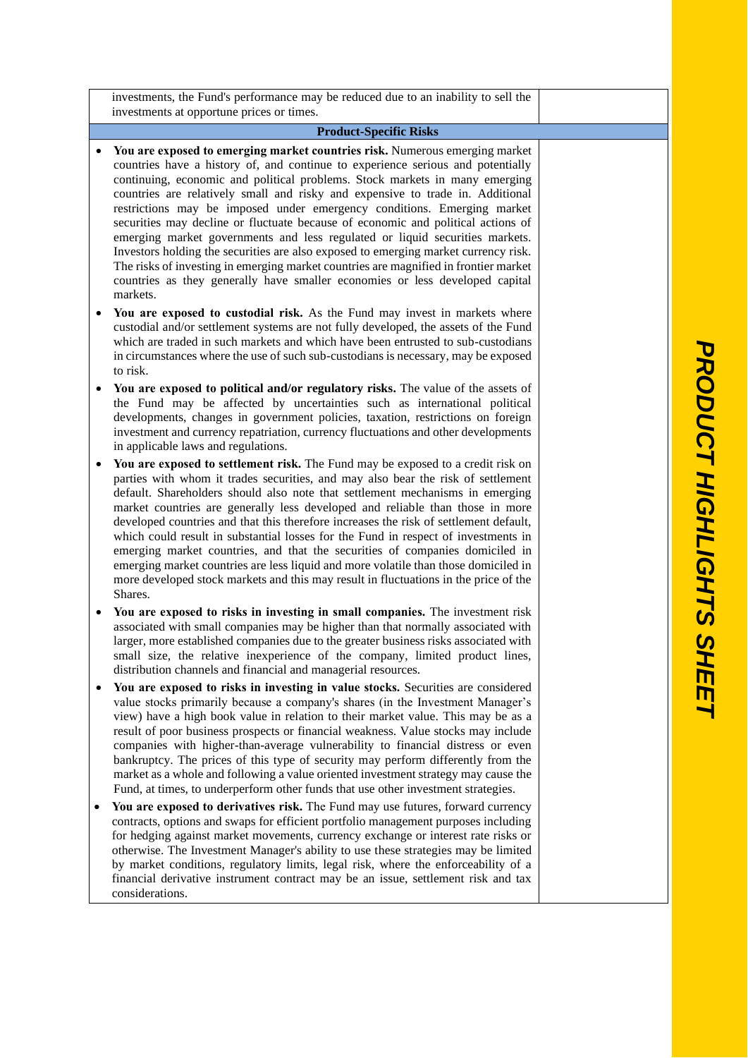investments, the Fund's performance may be reduced due to an inability to sell the investments at opportune prices or times.

**Product-Specific Risks**

- **You are exposed to emerging market countries risk.** Numerous emerging market countries have a history of, and continue to experience serious and potentially continuing, economic and political problems. Stock markets in many emerging countries are relatively small and risky and expensive to trade in. Additional restrictions may be imposed under emergency conditions. Emerging market securities may decline or fluctuate because of economic and political actions of emerging market governments and less regulated or liquid securities markets. Investors holding the securities are also exposed to emerging market currency risk. The risks of investing in emerging market countries are magnified in frontier market countries as they generally have smaller economies or less developed capital markets.
- **You are exposed to custodial risk.** As the Fund may invest in markets where custodial and/or settlement systems are not fully developed, the assets of the Fund which are traded in such markets and which have been entrusted to sub-custodians in circumstances where the use of such sub-custodians is necessary, may be exposed to risk.
- **You are exposed to political and/or regulatory risks.** The value of the assets of the Fund may be affected by uncertainties such as international political developments, changes in government policies, taxation, restrictions on foreign investment and currency repatriation, currency fluctuations and other developments in applicable laws and regulations.
- **You are exposed to settlement risk.** The Fund may be exposed to a credit risk on parties with whom it trades securities, and may also bear the risk of settlement default. Shareholders should also note that settlement mechanisms in emerging market countries are generally less developed and reliable than those in more developed countries and that this therefore increases the risk of settlement default, which could result in substantial losses for the Fund in respect of investments in emerging market countries, and that the securities of companies domiciled in emerging market countries are less liquid and more volatile than those domiciled in more developed stock markets and this may result in fluctuations in the price of the Shares.
- **You are exposed to risks in investing in small companies.** The investment risk associated with small companies may be higher than that normally associated with larger, more established companies due to the greater business risks associated with small size, the relative inexperience of the company, limited product lines, distribution channels and financial and managerial resources.
- **You are exposed to risks in investing in value stocks.** Securities are considered value stocks primarily because a company's shares (in the Investment Manager's view) have a high book value in relation to their market value. This may be as a result of poor business prospects or financial weakness. Value stocks may include companies with higher-than-average vulnerability to financial distress or even bankruptcy. The prices of this type of security may perform differently from the market as a whole and following a value oriented investment strategy may cause the Fund, at times, to underperform other funds that use other investment strategies.
- **You are exposed to derivatives risk.** The Fund may use futures, forward currency contracts, options and swaps for efficient portfolio management purposes including for hedging against market movements, currency exchange or interest rate risks or otherwise. The Investment Manager's ability to use these strategies may be limited by market conditions, regulatory limits, legal risk, where the enforceability of a financial derivative instrument contract may be an issue, settlement risk and tax considerations.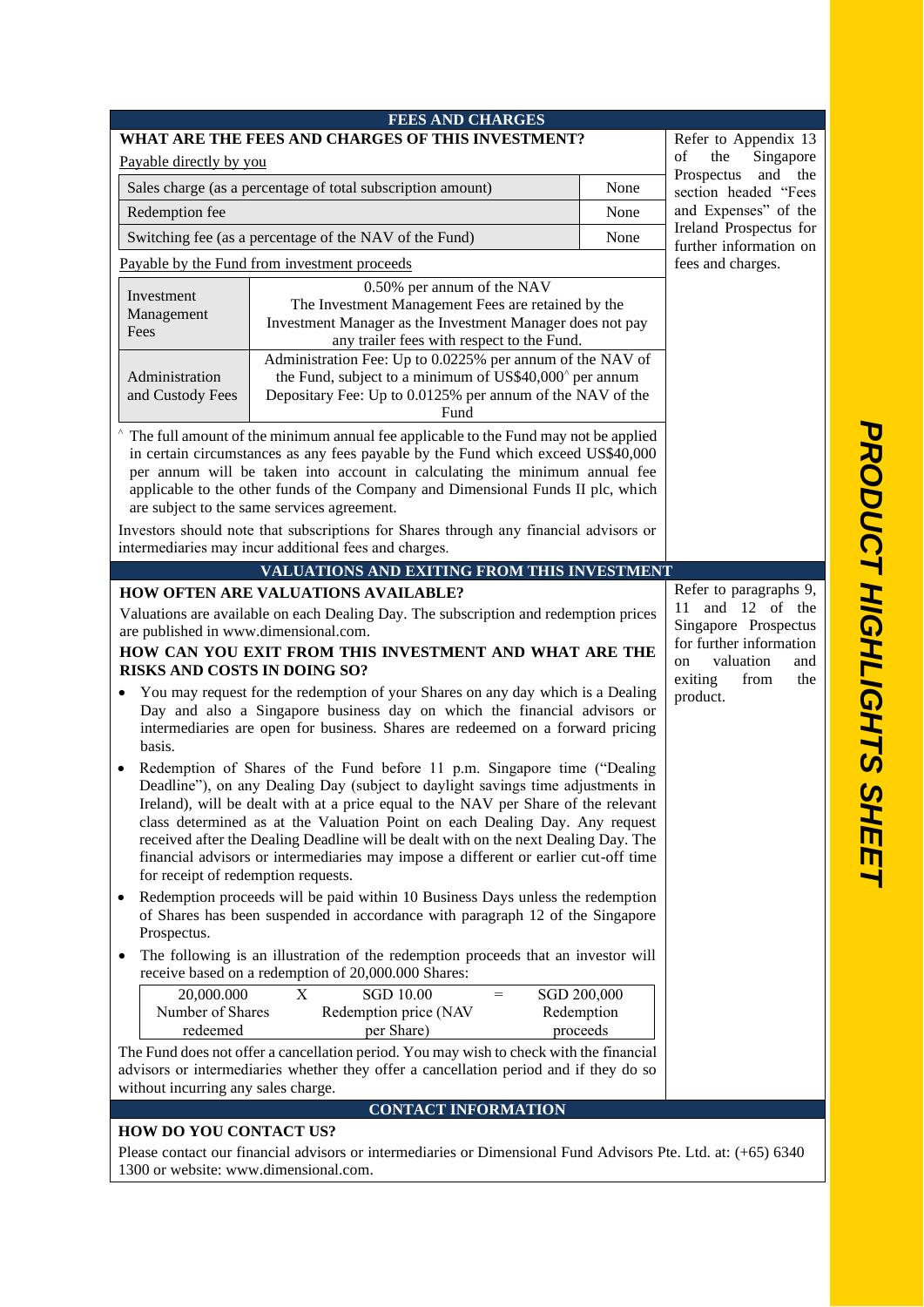## FEES AND CHARGES

**WHAT ARE THE FEES AND CHARGES OF THIS INVESTMENT?**

Refer to Appendix 13 of the Singapore Prospectus and the section headed "Fees and Expenses" of the Ireland Prospectus for further information on fees and charges.

Payable directly by you

| | |
|---|---|
| Sales charge (as a percentage of total subscription amount) | None |
| Redemption fee | None |
| Switching fee (as a percentage of the NAV of the Fund) | None |

Payable by the Fund from investment proceeds

| | |
|---|---|
| Investment Management Fees | 0.50% per annum of the NAV<br>The Investment Management Fees are retained by the Investment Manager as the Investment Manager does not pay any trailer fees with respect to the Fund. |
| Administration and Custody Fees | Administration Fee: Up to 0.0225% per annum of the NAV of the Fund, subject to a minimum of US$40,000^ per annum<br>Depositary Fee: Up to 0.0125% per annum of the NAV of the Fund |

^ The full amount of the minimum annual fee applicable to the Fund may not be applied in certain circumstances as any fees payable by the Fund which exceed US$40,000 per annum will be taken into account in calculating the minimum annual fee applicable to the other funds of the Company and Dimensional Funds II plc, which are subject to the same services agreement.

Investors should note that subscriptions for Shares through any financial advisors or intermediaries may incur additional fees and charges.

## VALUATIONS AND EXITING FROM THIS INVESTMENT

Refer to paragraphs 9, 11 and 12 of the Singapore Prospectus for further information on valuation and exiting from the product.

**HOW OFTEN ARE VALUATIONS AVAILABLE?**

Valuations are available on each Dealing Day. The subscription and redemption prices are published in www.dimensional.com.

**HOW CAN YOU EXIT FROM THIS INVESTMENT AND WHAT ARE THE RISKS AND COSTS IN DOING SO?**

- You may request for the redemption of your Shares on any day which is a Dealing Day and also a Singapore business day on which the financial advisors or intermediaries are open for business. Shares are redeemed on a forward pricing basis.
- Redemption of Shares of the Fund before 11 p.m. Singapore time ("Dealing Deadline"), on any Dealing Day (subject to daylight savings time adjustments in Ireland), will be dealt with at a price equal to the NAV per Share of the relevant class determined as at the Valuation Point on each Dealing Day. Any request received after the Dealing Deadline will be dealt with on the next Dealing Day. The financial advisors or intermediaries may impose a different or earlier cut-off time for receipt of redemption requests.
- Redemption proceeds will be paid within 10 Business Days unless the redemption of Shares has been suspended in accordance with paragraph 12 of the Singapore Prospectus.
- The following is an illustration of the redemption proceeds that an investor will receive based on a redemption of 20,000.000 Shares:

| 20,000.000 | X | SGD 10.00 | = | SGD 200,000 |
|---|---|---|---|---|
| Number of Shares redeemed | | Redemption price (NAV per Share) | | Redemption proceeds |

The Fund does not offer a cancellation period. You may wish to check with the financial advisors or intermediaries whether they offer a cancellation period and if they do so without incurring any sales charge.

## CONTACT INFORMATION

**HOW DO YOU CONTACT US?**

Please contact our financial advisors or intermediaries or Dimensional Fund Advisors Pte. Ltd. at: (+65) 6340 1300 or website: www.dimensional.com.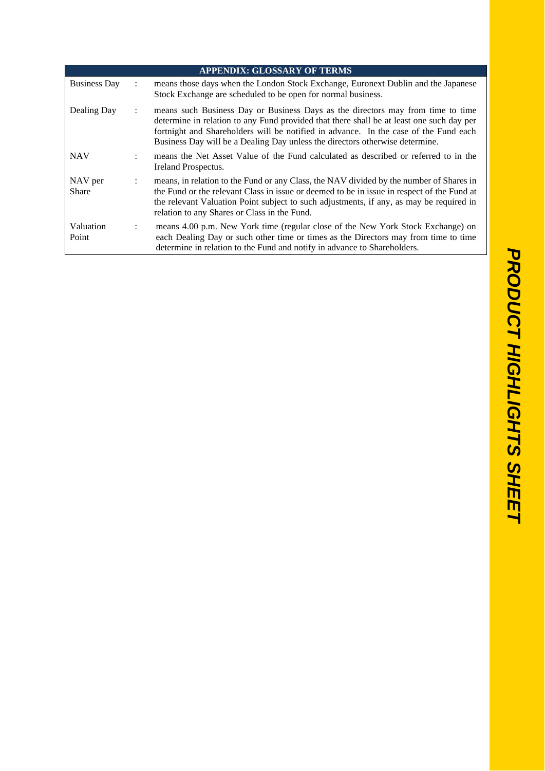| APPENDIX: GLOSSARY OF TERMS | | |
|---|---|---|
| Business Day | : | means those days when the London Stock Exchange, Euronext Dublin and the Japanese Stock Exchange are scheduled to be open for normal business. |
| Dealing Day | : | means such Business Day or Business Days as the directors may from time to time determine in relation to any Fund provided that there shall be at least one such day per fortnight and Shareholders will be notified in advance. In the case of the Fund each Business Day will be a Dealing Day unless the directors otherwise determine. |
| NAV | : | means the Net Asset Value of the Fund calculated as described or referred to in the Ireland Prospectus. |
| NAV per Share | : | means, in relation to the Fund or any Class, the NAV divided by the number of Shares in the Fund or the relevant Class in issue or deemed to be in issue in respect of the Fund at the relevant Valuation Point subject to such adjustments, if any, as may be required in relation to any Shares or Class in the Fund. |
| Valuation Point | : | means 4.00 p.m. New York time (regular close of the New York Stock Exchange) on each Dealing Day or such other time or times as the Directors may from time to time determine in relation to the Fund and notify in advance to Shareholders. |